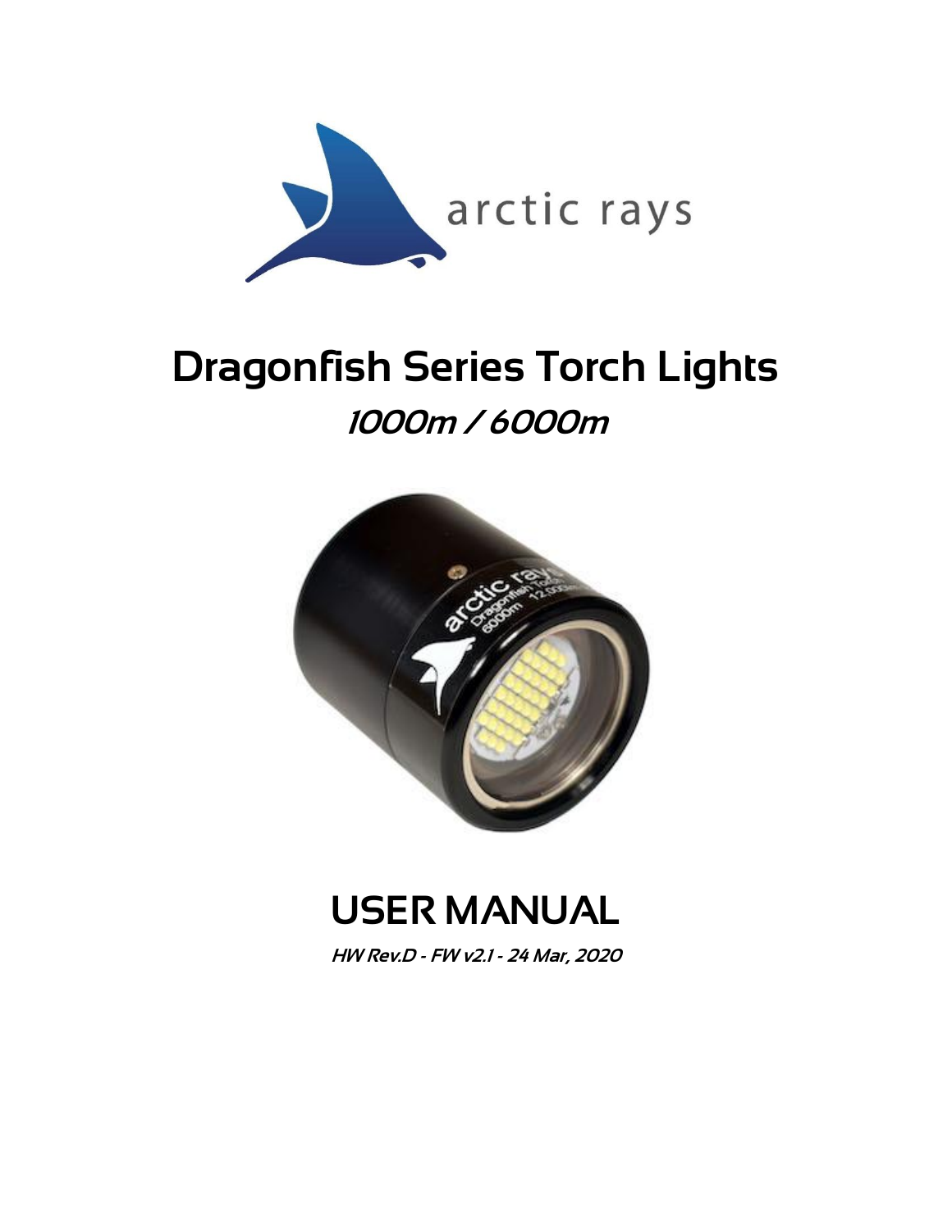arctic rays

# Dragonfish Series Torch Lights

## *1000m / 6000m*

# USER MANUAL

***HW Rev.D - FW v2.1 - 24 Mar, 2020***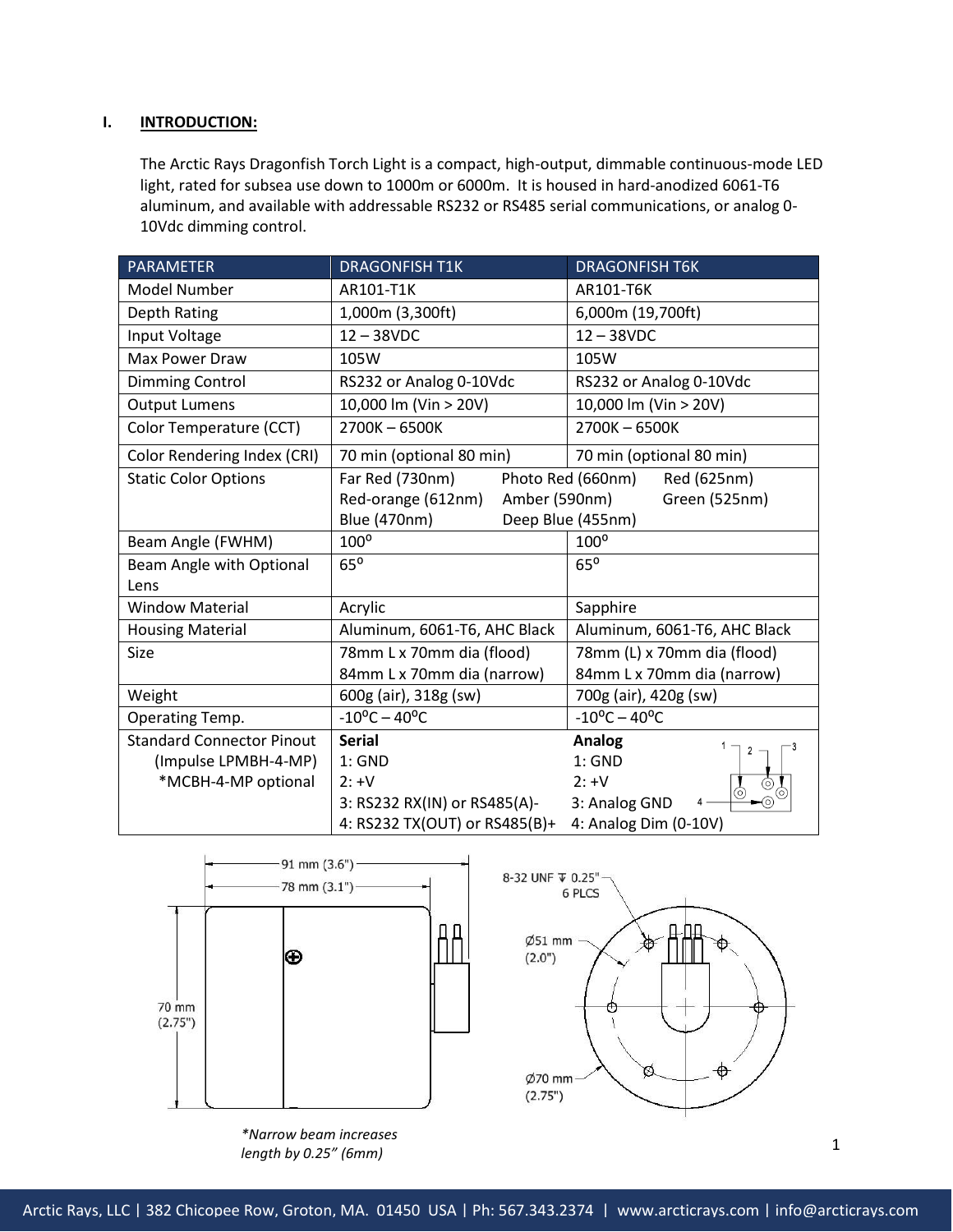## I. INTRODUCTION:

The Arctic Rays Dragonfish Torch Light is a compact, high-output, dimmable continuous-mode LED light, rated for subsea use down to 1000m or 6000m. It is housed in hard-anodized 6061-T6 aluminum, and available with addressable RS232 or RS485 serial communications, or analog 0-10Vdc dimming control.

| PARAMETER | DRAGONFISH T1K | DRAGONFISH T6K |
|---|---|---|
| Model Number | AR101-T1K | AR101-T6K |
| Depth Rating | 1,000m (3,300ft) | 6,000m (19,700ft) |
| Input Voltage | 12 – 38VDC | 12 – 38VDC |
| Max Power Draw | 105W | 105W |
| Dimming Control | RS232 or Analog 0-10Vdc | RS232 or Analog 0-10Vdc |
| Output Lumens | 10,000 lm (Vin > 20V) | 10,000 lm (Vin > 20V) |
| Color Temperature (CCT) | 2700K – 6500K | 2700K – 6500K |
| Color Rendering Index (CRI) | 70 min (optional 80 min) | 70 min (optional 80 min) |
| Static Color Options | Far Red (730nm) Photo Red (660nm) Red (625nm) Red-orange (612nm) Amber (590nm) Green (525nm) Blue (470nm) Deep Blue (455nm) | |
| Beam Angle (FWHM) | 100° | 100° |
| Beam Angle with Optional Lens | 65° | 65° |
| Window Material | Acrylic | Sapphire |
| Housing Material | Aluminum, 6061-T6, AHC Black | Aluminum, 6061-T6, AHC Black |
| Size | 78mm L x 70mm dia (flood)<br>84mm L x 70mm dia (narrow) | 78mm (L) x 70mm dia (flood)<br>84mm L x 70mm dia (narrow) |
| Weight | 600g (air), 318g (sw) | 700g (air), 420g (sw) |
| Operating Temp. | -10°C – 40°C | -10°C – 40°C |
| Standard Connector Pinout (Impulse LPMBH-4-MP) *MCBH-4-MP optional | **Serial**<br>1: GND<br>2: +V<br>3: RS232 RX(IN) or RS485(A)-<br>4: RS232 TX(OUT) or RS485(B)+ | **Analog**<br>1: GND<br>2: +V<br>3: Analog GND<br>4: Analog Dim (0-10V) |

91 mm (3.6")
78 mm (3.1")
70 mm (2.75")

8-32 UNF ⊽ 0.25"
6 PLCS
Ø51 mm (2.0")
Ø70 mm (2.75")

*Narrow beam increases length by 0.25" (6mm)*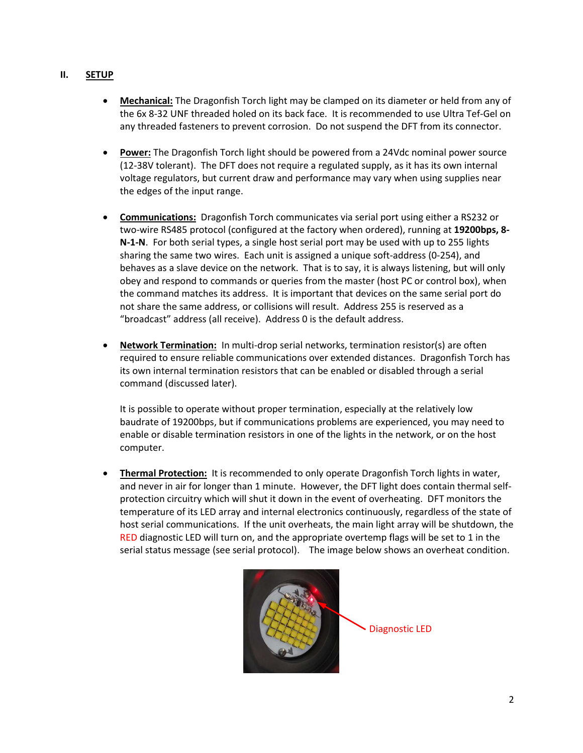## II. SETUP

- **Mechanical:** The Dragonfish Torch light may be clamped on its diameter or held from any of the 6x 8-32 UNF threaded holed on its back face. It is recommended to use Ultra Tef-Gel on any threaded fasteners to prevent corrosion. Do not suspend the DFT from its connector.

- **Power:** The Dragonfish Torch light should be powered from a 24Vdc nominal power source (12-38V tolerant). The DFT does not require a regulated supply, as it has its own internal voltage regulators, but current draw and performance may vary when using supplies near the edges of the input range.

- **Communications:** Dragonfish Torch communicates via serial port using either a RS232 or two-wire RS485 protocol (configured at the factory when ordered), running at **19200bps, 8-N-1-N**. For both serial types, a single host serial port may be used with up to 255 lights sharing the same two wires. Each unit is assigned a unique soft-address (0-254), and behaves as a slave device on the network. That is to say, it is always listening, but will only obey and respond to commands or queries from the master (host PC or control box), when the command matches its address. It is important that devices on the same serial port do not share the same address, or collisions will result. Address 255 is reserved as a "broadcast" address (all receive). Address 0 is the default address.

- **Network Termination:** In multi-drop serial networks, termination resistor(s) are often required to ensure reliable communications over extended distances. Dragonfish Torch has its own internal termination resistors that can be enabled or disabled through a serial command (discussed later).

  It is possible to operate without proper termination, especially at the relatively low baudrate of 19200bps, but if communications problems are experienced, you may need to enable or disable termination resistors in one of the lights in the network, or on the host computer.

- **Thermal Protection:** It is recommended to only operate Dragonfish Torch lights in water, and never in air for longer than 1 minute. However, the DFT light does contain thermal self-protection circuitry which will shut it down in the event of overheating. DFT monitors the temperature of its LED array and internal electronics continuously, regardless of the state of host serial communications. If the unit overheats, the main light array will be shutdown, the RED diagnostic LED will turn on, and the appropriate overtemp flags will be set to 1 in the serial status message (see serial protocol). The image below shows an overheat condition.

Diagnostic LED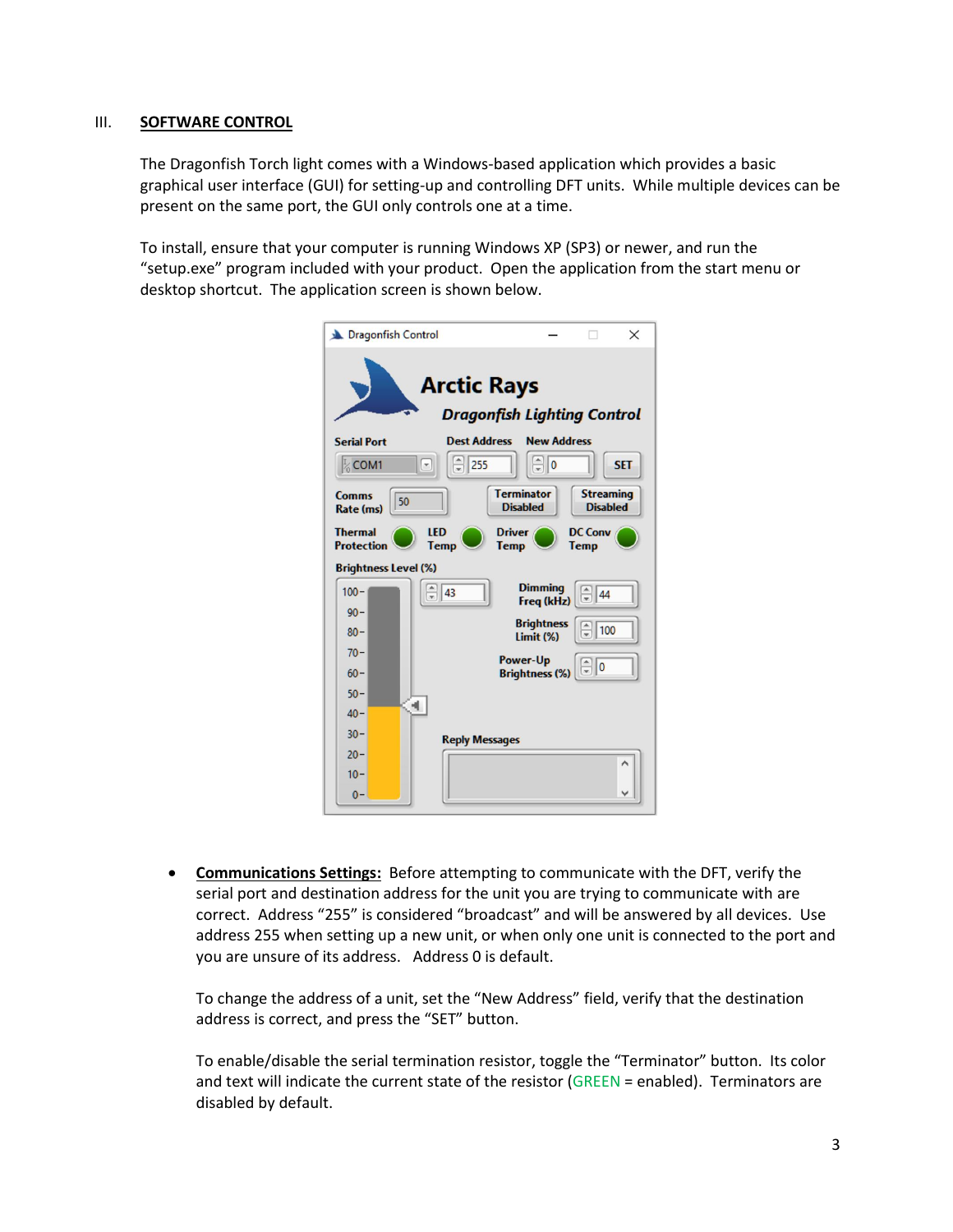## III. SOFTWARE CONTROL

The Dragonfish Torch light comes with a Windows-based application which provides a basic graphical user interface (GUI) for setting-up and controlling DFT units. While multiple devices can be present on the same port, the GUI only controls one at a time.

To install, ensure that your computer is running Windows XP (SP3) or newer, and run the "setup.exe" program included with your product. Open the application from the start menu or desktop shortcut. The application screen is shown below.

- **Communications Settings:** Before attempting to communicate with the DFT, verify the serial port and destination address for the unit you are trying to communicate with are correct. Address "255" is considered "broadcast" and will be answered by all devices. Use address 255 when setting up a new unit, or when only one unit is connected to the port and you are unsure of its address. Address 0 is default.

  To change the address of a unit, set the "New Address" field, verify that the destination address is correct, and press the "SET" button.

  To enable/disable the serial termination resistor, toggle the "Terminator" button. Its color and text will indicate the current state of the resistor (GREEN = enabled). Terminators are disabled by default.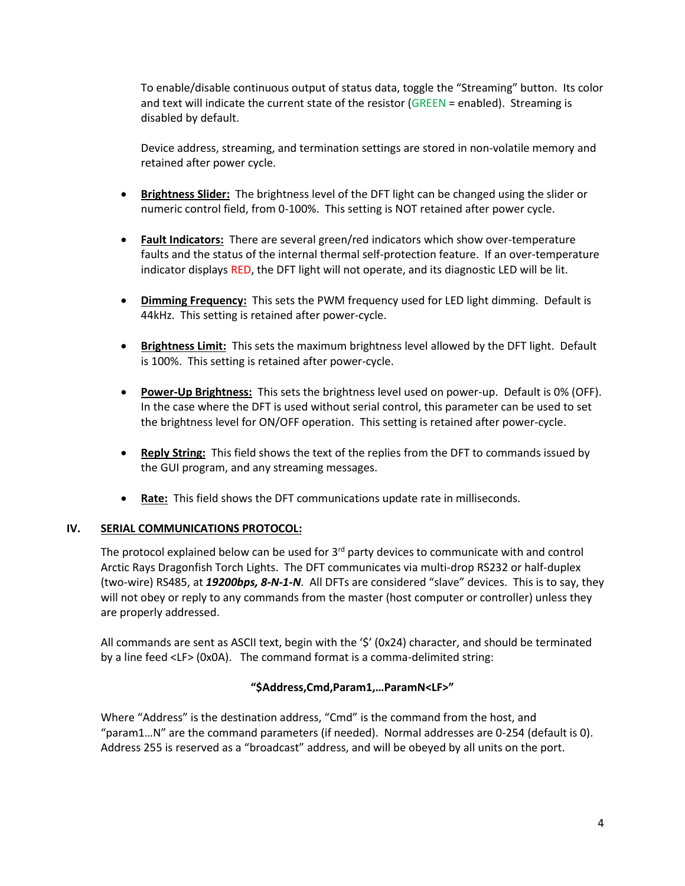To enable/disable continuous output of status data, toggle the "Streaming" button. Its color and text will indicate the current state of the resistor (GREEN = enabled). Streaming is disabled by default.

Device address, streaming, and termination settings are stored in non-volatile memory and retained after power cycle.

- **<u>Brightness Slider:</u>** The brightness level of the DFT light can be changed using the slider or numeric control field, from 0-100%. This setting is NOT retained after power cycle.
- **<u>Fault Indicators:</u>** There are several green/red indicators which show over-temperature faults and the status of the internal thermal self-protection feature. If an over-temperature indicator displays RED, the DFT light will not operate, and its diagnostic LED will be lit.
- **<u>Dimming Frequency:</u>** This sets the PWM frequency used for LED light dimming. Default is 44kHz. This setting is retained after power-cycle.
- **<u>Brightness Limit:</u>** This sets the maximum brightness level allowed by the DFT light. Default is 100%. This setting is retained after power-cycle.
- **<u>Power-Up Brightness:</u>** This sets the brightness level used on power-up. Default is 0% (OFF). In the case where the DFT is used without serial control, this parameter can be used to set the brightness level for ON/OFF operation. This setting is retained after power-cycle.
- **<u>Reply String:</u>** This field shows the text of the replies from the DFT to commands issued by the GUI program, and any streaming messages.
- **<u>Rate:</u>** This field shows the DFT communications update rate in milliseconds.

## IV. <u>SERIAL COMMUNICATIONS PROTOCOL:</u>

The protocol explained below can be used for 3rd party devices to communicate with and control Arctic Rays Dragonfish Torch Lights. The DFT communicates via multi-drop RS232 or half-duplex (two-wire) RS485, at ***19200bps, 8-N-1-N***. All DFTs are considered "slave" devices. This is to say, they will not obey or reply to any commands from the master (host computer or controller) unless they are properly addressed.

All commands are sent as ASCII text, begin with the '$' (0x24) character, and should be terminated by a line feed <LF> (0x0A). The command format is a comma-delimited string:

**"$Address,Cmd,Param1,…ParamN<LF>"**

Where "Address" is the destination address, "Cmd" is the command from the host, and "param1…N" are the command parameters (if needed). Normal addresses are 0-254 (default is 0). Address 255 is reserved as a "broadcast" address, and will be obeyed by all units on the port.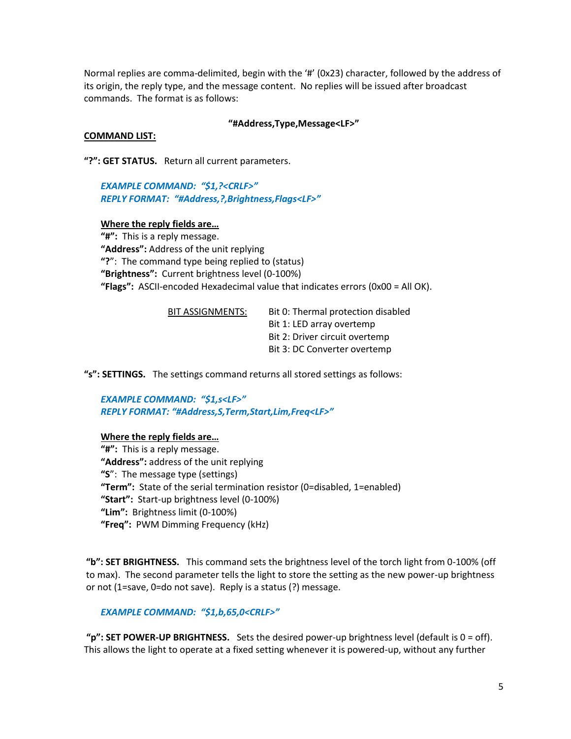Normal replies are comma-delimited, begin with the '#' (0x23) character, followed by the address of its origin, the reply type, and the message content. No replies will be issued after broadcast commands. The format is as follows:

**"#Address,Type,Message<LF>"**

**COMMAND LIST:**

**"?": GET STATUS.** Return all current parameters.

*EXAMPLE COMMAND: "$1,?<CRLF>"*
*REPLY FORMAT: "#Address,?,Brightness,Flags<LF>"*

**Where the reply fields are…**
**"#":** This is a reply message.
**"Address":** Address of the unit replying
**"?"**: The command type being replied to (status)
**"Brightness":** Current brightness level (0-100%)
**"Flags":** ASCII-encoded Hexadecimal value that indicates errors (0x00 = All OK).

BIT ASSIGNMENTS:
- Bit 0: Thermal protection disabled
- Bit 1: LED array overtemp
- Bit 2: Driver circuit overtemp
- Bit 3: DC Converter overtemp

**"s": SETTINGS.** The settings command returns all stored settings as follows:

*EXAMPLE COMMAND: "$1,s<LF>"*
*REPLY FORMAT: "#Address,S,Term,Start,Lim,Freq<LF>"*

**Where the reply fields are…**
**"#":** This is a reply message.
**"Address":** address of the unit replying
**"S"**: The message type (settings)
**"Term":** State of the serial termination resistor (0=disabled, 1=enabled)
**"Start":** Start-up brightness level (0-100%)
**"Lim":** Brightness limit (0-100%)
**"Freq":** PWM Dimming Frequency (kHz)

**"b": SET BRIGHTNESS.** This command sets the brightness level of the torch light from 0-100% (off to max). The second parameter tells the light to store the setting as the new power-up brightness or not (1=save, 0=do not save). Reply is a status (?) message.

*EXAMPLE COMMAND: "$1,b,65,0<CRLF>"*

**"p": SET POWER-UP BRIGHTNESS.** Sets the desired power-up brightness level (default is 0 = off). This allows the light to operate at a fixed setting whenever it is powered-up, without any further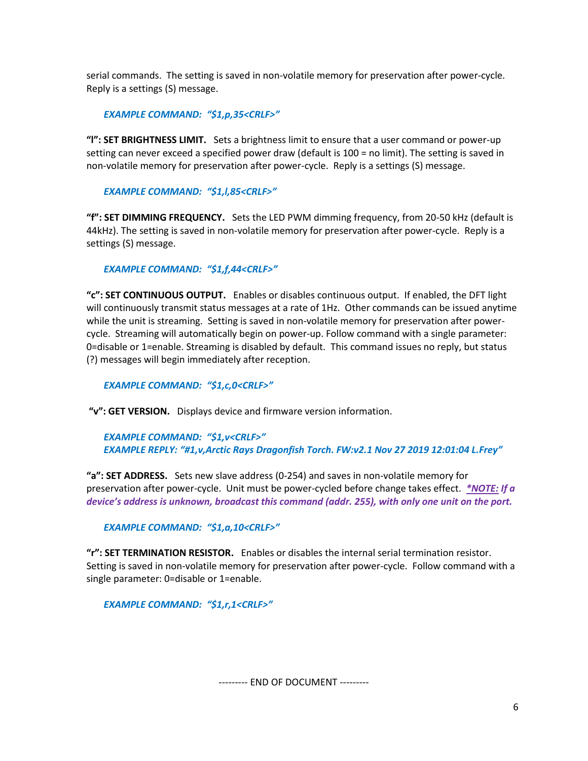serial commands. The setting is saved in non-volatile memory for preservation after power-cycle. Reply is a settings (S) message.

*EXAMPLE COMMAND: "$1,p,35<CRLF>"*

**"l": SET BRIGHTNESS LIMIT.** Sets a brightness limit to ensure that a user command or power-up setting can never exceed a specified power draw (default is 100 = no limit). The setting is saved in non-volatile memory for preservation after power-cycle. Reply is a settings (S) message.

*EXAMPLE COMMAND: "$1,l,85<CRLF>"*

**"f": SET DIMMING FREQUENCY.** Sets the LED PWM dimming frequency, from 20-50 kHz (default is 44kHz). The setting is saved in non-volatile memory for preservation after power-cycle. Reply is a settings (S) message.

*EXAMPLE COMMAND: "$1,f,44<CRLF>"*

**"c": SET CONTINUOUS OUTPUT.** Enables or disables continuous output. If enabled, the DFT light will continuously transmit status messages at a rate of 1Hz. Other commands can be issued anytime while the unit is streaming. Setting is saved in non-volatile memory for preservation after power-cycle. Streaming will automatically begin on power-up. Follow command with a single parameter: 0=disable or 1=enable. Streaming is disabled by default. This command issues no reply, but status (?) messages will begin immediately after reception.

*EXAMPLE COMMAND: "$1,c,0<CRLF>"*

**"v": GET VERSION.** Displays device and firmware version information.

*EXAMPLE COMMAND: "$1,v<CRLF>"*
*EXAMPLE REPLY: "#1,v,Arctic Rays Dragonfish Torch. FW:v2.1 Nov 27 2019 12:01:04 L.Frey"*

**"a": SET ADDRESS.** Sets new slave address (0-254) and saves in non-volatile memory for preservation after power-cycle. Unit must be power-cycled before change takes effect. ***NOTE:** If a device's address is unknown, broadcast this command (addr. 255), with only one unit on the port.*

*EXAMPLE COMMAND: "$1,a,10<CRLF>"*

**"r": SET TERMINATION RESISTOR.** Enables or disables the internal serial termination resistor. Setting is saved in non-volatile memory for preservation after power-cycle. Follow command with a single parameter: 0=disable or 1=enable.

*EXAMPLE COMMAND: "$1,r,1<CRLF>"*

--------- END OF DOCUMENT ---------